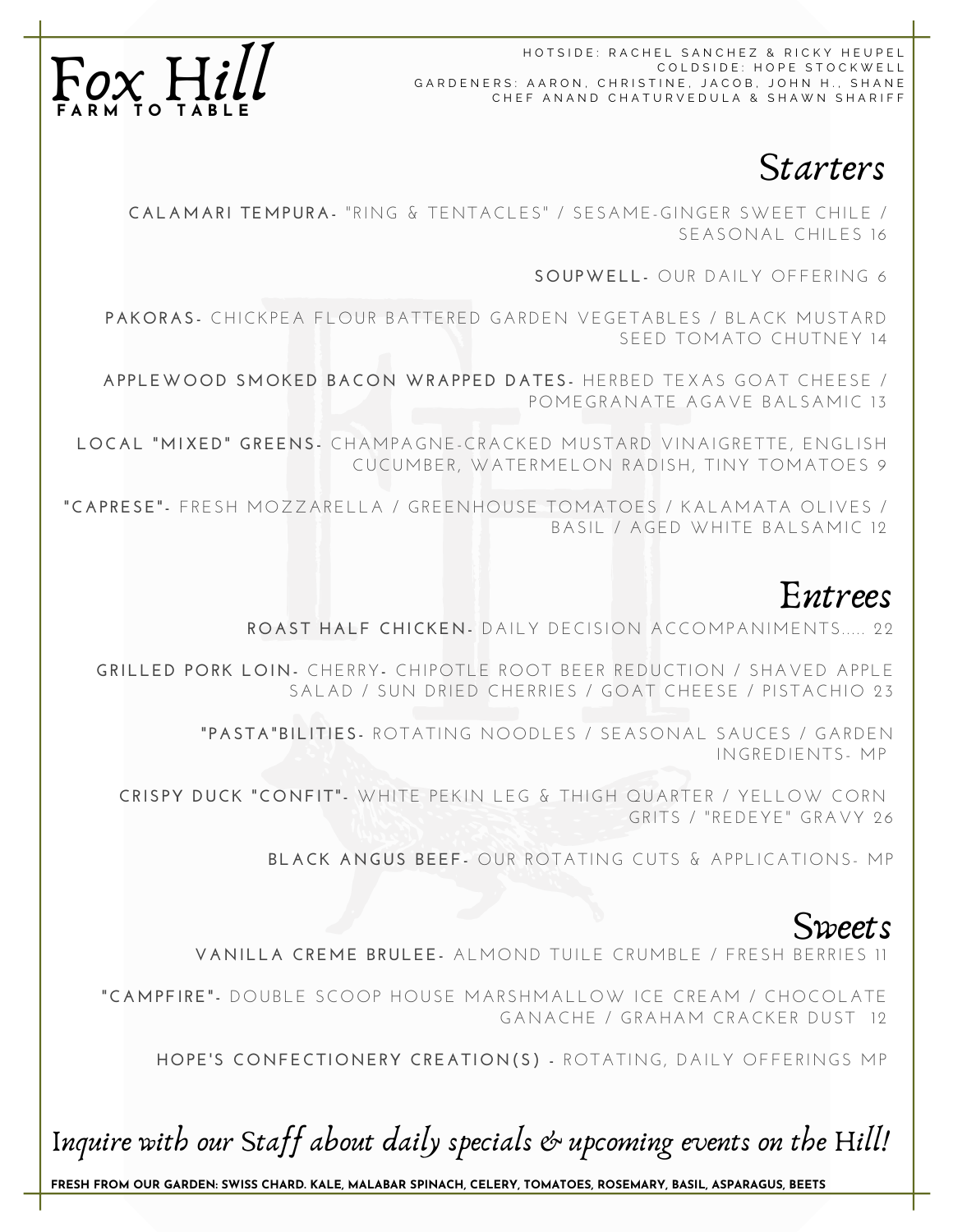# Fox Hill

**FARM TO TABLE**

HOTSIDE: RACHEL SANCHEZ & RICKY HEUPEL
COLDSIDE: HOPE STOCKWELL
GARDENERS: AARON, CHRISTINE, JACOB, JOHN H., SHANE
CHEF ANAND CHATURVEDULA & SHAWN SHARIFF

## *Starters*

**CALAMARI TEMPURA-** "RING & TENTACLES" / SESAME-GINGER SWEET CHILE / SEASONAL CHILES 16

**SOUPWELL-** OUR DAILY OFFERING 6

**PAKORAS-** CHICKPEA FLOUR BATTERED GARDEN VEGETABLES / BLACK MUSTARD SEED TOMATO CHUTNEY 14

**APPLEWOOD SMOKED BACON WRAPPED DATES-** HERBED TEXAS GOAT CHEESE / POMEGRANATE AGAVE BALSAMIC 13

**LOCAL "MIXED" GREENS-** CHAMPAGNE-CRACKED MUSTARD VINAIGRETTE, ENGLISH CUCUMBER, WATERMELON RADISH, TINY TOMATOES 9

**"CAPRESE"-** FRESH MOZZARELLA / GREENHOUSE TOMATOES / KALAMATA OLIVES / BASIL / AGED WHITE BALSAMIC 12

## *Entrees*

**ROAST HALF CHICKEN-** DAILY DECISION ACCOMPANIMENTS..... 22

**GRILLED PORK LOIN-** CHERRY- CHIPOTLE ROOT BEER REDUCTION / SHAVED APPLE SALAD / SUN DRIED CHERRIES / GOAT CHEESE / PISTACHIO 23

**"PASTA"BILITIES-** ROTATING NOODLES / SEASONAL SAUCES / GARDEN INGREDIENTS- MP

**CRISPY DUCK "CONFIT"-** WHITE PEKIN LEG & THIGH QUARTER / YELLOW CORN GRITS / "REDEYE" GRAVY 26

**BLACK ANGUS BEEF-** OUR ROTATING CUTS & APPLICATIONS- MP

## *Sweets*

**VANILLA CREME BRULEE-** ALMOND TUILE CRUMBLE / FRESH BERRIES 11

**"CAMPFIRE"-** DOUBLE SCOOP HOUSE MARSHMALLOW ICE CREAM / CHOCOLATE GANACHE / GRAHAM CRACKER DUST 12

**HOPE'S CONFECTIONERY CREATION(S) -** ROTATING, DAILY OFFERINGS MP

*Inquire with our Staff about daily specials & upcoming events on the Hill!*

**FRESH FROM OUR GARDEN: SWISS CHARD. KALE, MALABAR SPINACH, CELERY, TOMATOES, ROSEMARY, BASIL, ASPARAGUS, BEETS**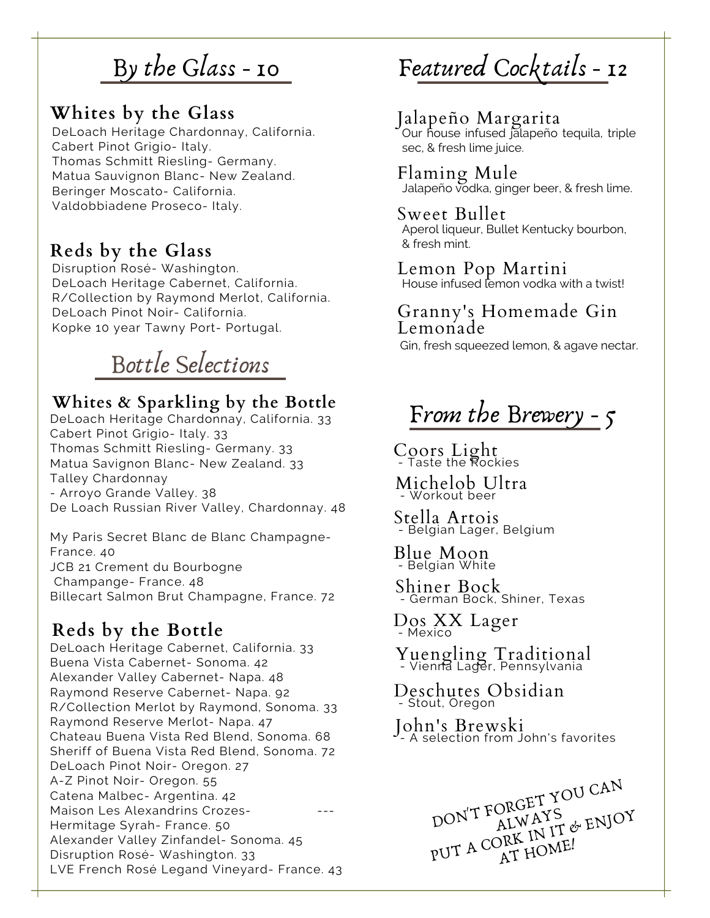# By the Glass - 10

## Whites by the Glass

DeLoach Heritage Chardonnay, California.
Cabert Pinot Grigio- Italy.
Thomas Schmitt Riesling- Germany.
Matua Sauvignon Blanc- New Zealand.
Beringer Moscato- California.
Valdobbiadene Proseco- Italy.

## Reds by the Glass

Disruption Rosé- Washington.
DeLoach Heritage Cabernet, California.
R/Collection by Raymond Merlot, California.
DeLoach Pinot Noir- California.
Kopke 10 year Tawny Port- Portugal.

# Bottle Selections

## Whites & Sparkling by the Bottle

DeLoach Heritage Chardonnay, California. 33
Cabert Pinot Grigio- Italy. 33
Thomas Schmitt Riesling- Germany. 33
Matua Savignon Blanc- New Zealand. 33
Talley Chardonnay
- Arroyo Grande Valley. 38

De Loach Russian River Valley, Chardonnay. 48

My Paris Secret Blanc de Blanc Champagne- France. 40
JCB 21 Crement du Bourbogne Champange- France. 48
Billecart Salmon Brut Champagne, France. 72

## Reds by the Bottle

DeLoach Heritage Cabernet, California. 33
Buena Vista Cabernet- Sonoma. 42
Alexander Valley Cabernet- Napa. 48
Raymond Reserve Cabernet- Napa. 92
R/Collection Merlot by Raymond, Sonoma. 33
Raymond Reserve Merlot- Napa. 47
Chateau Buena Vista Red Blend, Sonoma. 68
Sheriff of Buena Vista Red Blend, Sonoma. 72
DeLoach Pinot Noir- Oregon. 27
A-Z Pinot Noir- Oregon. 55
Catena Malbec- Argentina. 42
Maison Les Alexandrins Crozes- --- Hermitage Syrah- France. 50
Alexander Valley Zinfandel- Sonoma. 45
Disruption Rosé- Washington. 33
LVE French Rosé Legand Vineyard- France. 43

# Featured Cocktails - 12

**Jalapeño Margarita**
Our house infused jalapeño tequila, triple sec, & fresh lime juice.

**Flaming Mule**
Jalapeño vodka, ginger beer, & fresh lime.

**Sweet Bullet**
Aperol liqueur, Bullet Kentucky bourbon, & fresh mint.

**Lemon Pop Martini**
House infused lemon vodka with a twist!

**Granny's Homemade Gin Lemonade**
Gin, fresh squeezed lemon, & agave nectar.

# From the Brewery - 5

**Coors Light**
- Taste the Rockies

**Michelob Ultra**
- Workout beer

**Stella Artois**
- Belgian Lager, Belgium

**Blue Moon**
- Belgian White

**Shiner Bock**
- German Bock, Shiner, Texas

**Dos XX Lager**
- Mexico

**Yuengling Traditional**
- Vienna Lager, Pennsylvania

**Deschutes Obsidian**
- Stout, Oregon

**John's Brewski**
- A selection from John's favorites

DON'T FORGET YOU CAN ALWAYS PUT A CORK IN IT & ENJOY AT HOME!